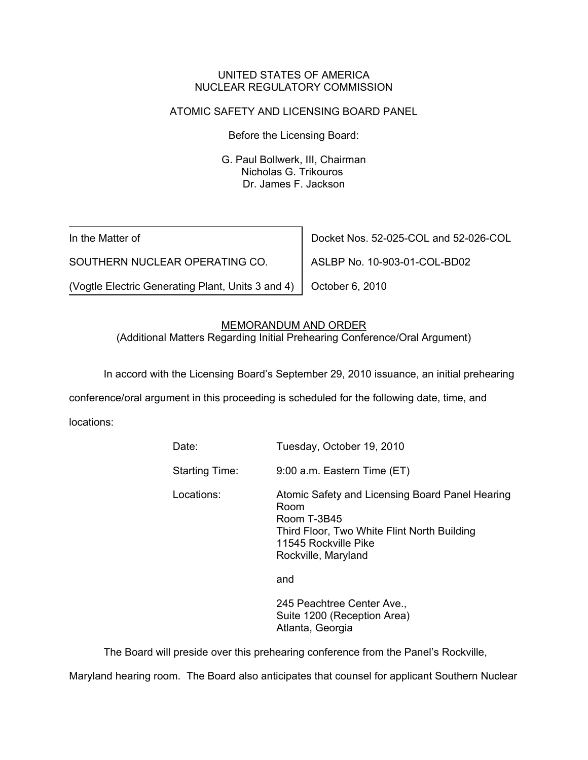UNITED STATES OF AMERICA
NUCLEAR REGULATORY COMMISSION

ATOMIC SAFETY AND LICENSING BOARD PANEL

Before the Licensing Board:

G. Paul Bollwerk, III, Chairman
Nicholas G. Trikouros
Dr. James F. Jackson

| | |
|---|---|
| In the Matter of | Docket Nos. 52-025-COL and 52-026-COL |
| SOUTHERN NUCLEAR OPERATING CO. | ASLBP No. 10-903-01-COL-BD02 |
| (Vogtle Electric Generating Plant, Units 3 and 4) | October 6, 2010 |

MEMORANDUM AND ORDER
(Additional Matters Regarding Initial Prehearing Conference/Oral Argument)

In accord with the Licensing Board's September 29, 2010 issuance, an initial prehearing conference/oral argument in this proceeding is scheduled for the following date, time, and locations:

| | |
|---|---|
| Date: | Tuesday, October 19, 2010 |
| Starting Time: | 9:00 a.m. Eastern Time (ET) |
| Locations: | Atomic Safety and Licensing Board Panel Hearing Room<br>Room T-3B45<br>Third Floor, Two White Flint North Building<br>11545 Rockville Pike<br>Rockville, Maryland<br><br>and<br><br>245 Peachtree Center Ave.,<br>Suite 1200 (Reception Area)<br>Atlanta, Georgia |

The Board will preside over this prehearing conference from the Panel's Rockville, Maryland hearing room. The Board also anticipates that counsel for applicant Southern Nuclear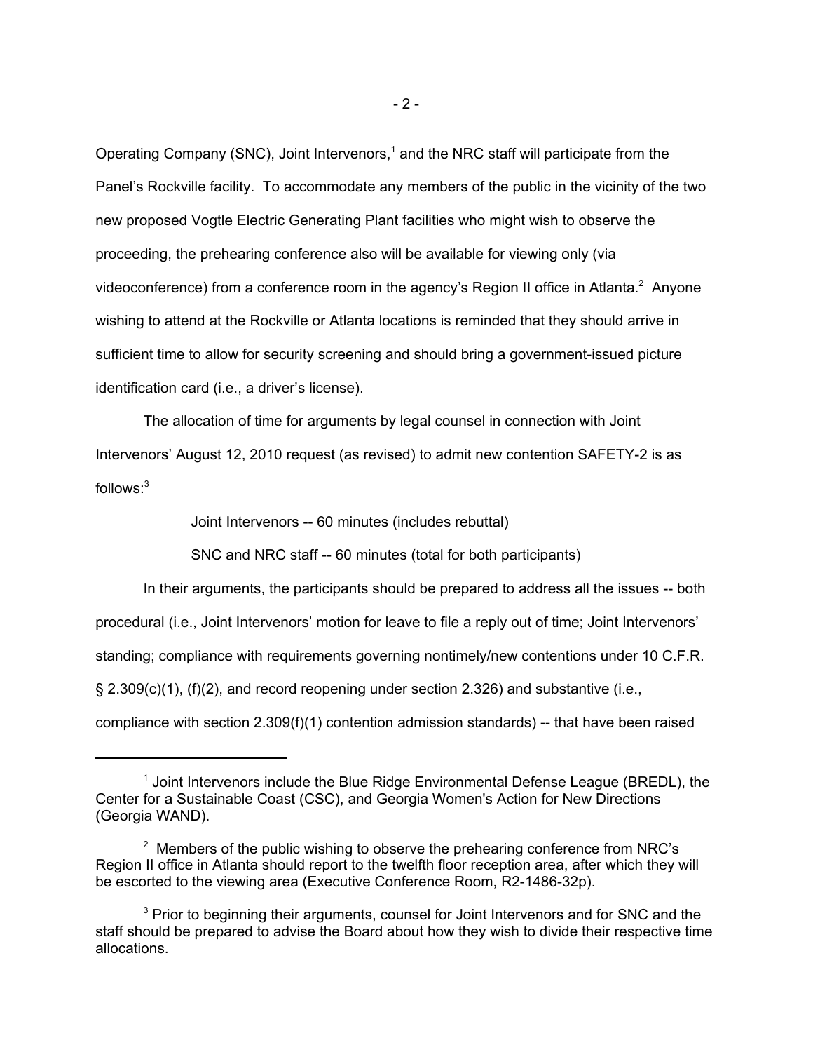Operating Company (SNC), Joint Intervenors,[1] and the NRC staff will participate from the Panel's Rockville facility. To accommodate any members of the public in the vicinity of the two new proposed Vogtle Electric Generating Plant facilities who might wish to observe the proceeding, the prehearing conference also will be available for viewing only (via videoconference) from a conference room in the agency's Region II office in Atlanta.[2] Anyone wishing to attend at the Rockville or Atlanta locations is reminded that they should arrive in sufficient time to allow for security screening and should bring a government-issued picture identification card (i.e., a driver's license).

The allocation of time for arguments by legal counsel in connection with Joint Intervenors' August 12, 2010 request (as revised) to admit new contention SAFETY-2 is as follows:[3]

Joint Intervenors -- 60 minutes (includes rebuttal)

SNC and NRC staff -- 60 minutes (total for both participants)

In their arguments, the participants should be prepared to address all the issues -- both procedural (i.e., Joint Intervenors' motion for leave to file a reply out of time; Joint Intervenors' standing; compliance with requirements governing nontimely/new contentions under 10 C.F.R. § 2.309(c)(1), (f)(2), and record reopening under section 2.326) and substantive (i.e., compliance with section 2.309(f)(1) contention admission standards) -- that have been raised

---

[1] Joint Intervenors include the Blue Ridge Environmental Defense League (BREDL), the Center for a Sustainable Coast (CSC), and Georgia Women's Action for New Directions (Georgia WAND).

[2] Members of the public wishing to observe the prehearing conference from NRC's Region II office in Atlanta should report to the twelfth floor reception area, after which they will be escorted to the viewing area (Executive Conference Room, R2-1486-32p).

[3] Prior to beginning their arguments, counsel for Joint Intervenors and for SNC and the staff should be prepared to advise the Board about how they wish to divide their respective time allocations.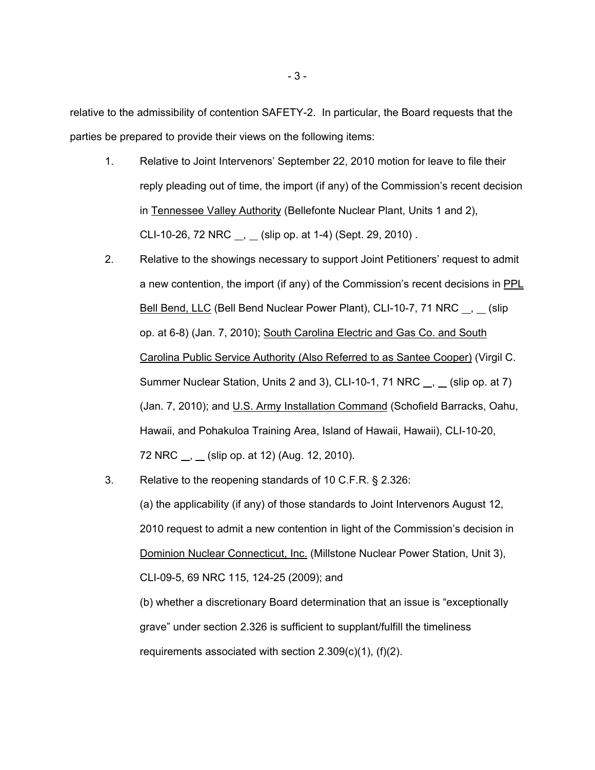relative to the admissibility of contention SAFETY-2. In particular, the Board requests that the parties be prepared to provide their views on the following items:

1. Relative to Joint Intervenors' September 22, 2010 motion for leave to file their reply pleading out of time, the import (if any) of the Commission's recent decision in Tennessee Valley Authority (Bellefonte Nuclear Plant, Units 1 and 2), CLI-10-26, 72 NRC __, __ (slip op. at 1-4) (Sept. 29, 2010) .

2. Relative to the showings necessary to support Joint Petitioners' request to admit a new contention, the import (if any) of the Commission's recent decisions in PPL Bell Bend, LLC (Bell Bend Nuclear Power Plant), CLI-10-7, 71 NRC __, __ (slip op. at 6-8) (Jan. 7, 2010); South Carolina Electric and Gas Co. and South Carolina Public Service Authority (Also Referred to as Santee Cooper) (Virgil C. Summer Nuclear Station, Units 2 and 3), CLI-10-1, 71 NRC __, __ (slip op. at 7) (Jan. 7, 2010); and U.S. Army Installation Command (Schofield Barracks, Oahu, Hawaii, and Pohakuloa Training Area, Island of Hawaii, Hawaii), CLI-10-20, 72 NRC __, __ (slip op. at 12) (Aug. 12, 2010).

3. Relative to the reopening standards of 10 C.F.R. § 2.326:

   (a) the applicability (if any) of those standards to Joint Intervenors August 12, 2010 request to admit a new contention in light of the Commission's decision in Dominion Nuclear Connecticut, Inc. (Millstone Nuclear Power Station, Unit 3), CLI-09-5, 69 NRC 115, 124-25 (2009); and

   (b) whether a discretionary Board determination that an issue is "exceptionally grave" under section 2.326 is sufficient to supplant/fulfill the timeliness requirements associated with section 2.309(c)(1), (f)(2).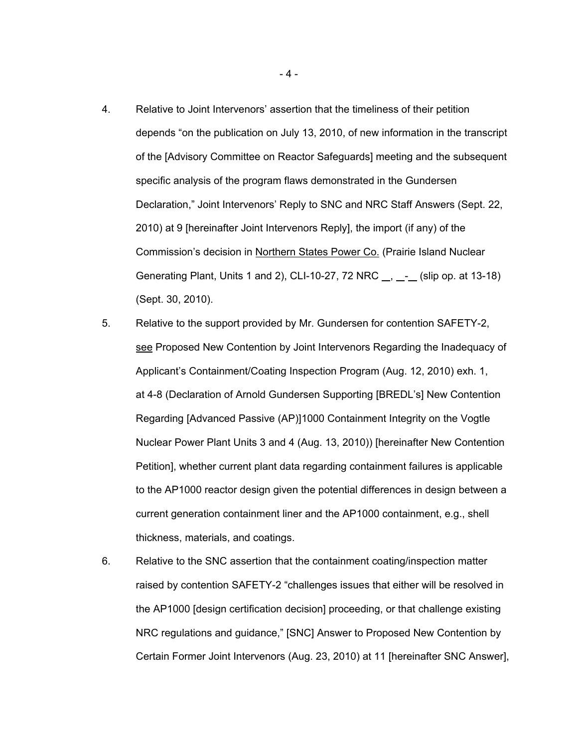4. Relative to Joint Intervenors' assertion that the timeliness of their petition depends "on the publication on July 13, 2010, of new information in the transcript of the [Advisory Committee on Reactor Safeguards] meeting and the subsequent specific analysis of the program flaws demonstrated in the Gundersen Declaration," Joint Intervenors' Reply to SNC and NRC Staff Answers (Sept. 22, 2010) at 9 [hereinafter Joint Intervenors Reply], the import (if any) of the Commission's decision in Northern States Power Co. (Prairie Island Nuclear Generating Plant, Units 1 and 2), CLI-10-27, 72 NRC __, __-__ (slip op. at 13-18) (Sept. 30, 2010).

5. Relative to the support provided by Mr. Gundersen for contention SAFETY-2, see Proposed New Contention by Joint Intervenors Regarding the Inadequacy of Applicant's Containment/Coating Inspection Program (Aug. 12, 2010) exh. 1, at 4-8 (Declaration of Arnold Gundersen Supporting [BREDL's] New Contention Regarding [Advanced Passive (AP)]1000 Containment Integrity on the Vogtle Nuclear Power Plant Units 3 and 4 (Aug. 13, 2010)) [hereinafter New Contention Petition], whether current plant data regarding containment failures is applicable to the AP1000 reactor design given the potential differences in design between a current generation containment liner and the AP1000 containment, e.g., shell thickness, materials, and coatings.

6. Relative to the SNC assertion that the containment coating/inspection matter raised by contention SAFETY-2 "challenges issues that either will be resolved in the AP1000 [design certification decision] proceeding, or that challenge existing NRC regulations and guidance," [SNC] Answer to Proposed New Contention by Certain Former Joint Intervenors (Aug. 23, 2010) at 11 [hereinafter SNC Answer],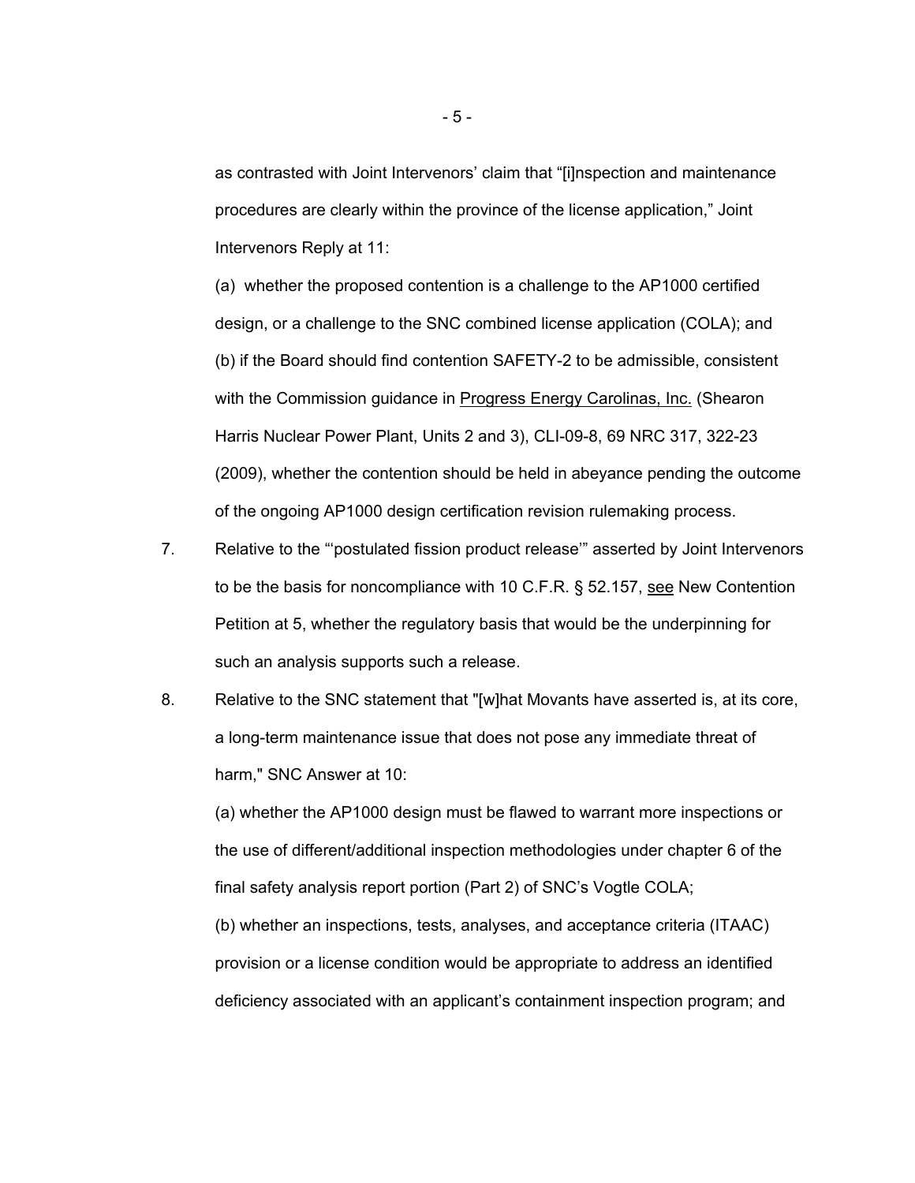as contrasted with Joint Intervenors' claim that "[i]nspection and maintenance procedures are clearly within the province of the license application," Joint Intervenors Reply at 11:

(a) whether the proposed contention is a challenge to the AP1000 certified design, or a challenge to the SNC combined license application (COLA); and (b) if the Board should find contention SAFETY-2 to be admissible, consistent with the Commission guidance in Progress Energy Carolinas, Inc. (Shearon Harris Nuclear Power Plant, Units 2 and 3), CLI-09-8, 69 NRC 317, 322-23 (2009), whether the contention should be held in abeyance pending the outcome of the ongoing AP1000 design certification revision rulemaking process.

7. Relative to the "'postulated fission product release'" asserted by Joint Intervenors to be the basis for noncompliance with 10 C.F.R. § 52.157, see New Contention Petition at 5, whether the regulatory basis that would be the underpinning for such an analysis supports such a release.

8. Relative to the SNC statement that "[w]hat Movants have asserted is, at its core, a long-term maintenance issue that does not pose any immediate threat of harm," SNC Answer at 10:

   (a) whether the AP1000 design must be flawed to warrant more inspections or the use of different/additional inspection methodologies under chapter 6 of the final safety analysis report portion (Part 2) of SNC's Vogtle COLA;

   (b) whether an inspections, tests, analyses, and acceptance criteria (ITAAC) provision or a license condition would be appropriate to address an identified deficiency associated with an applicant's containment inspection program; and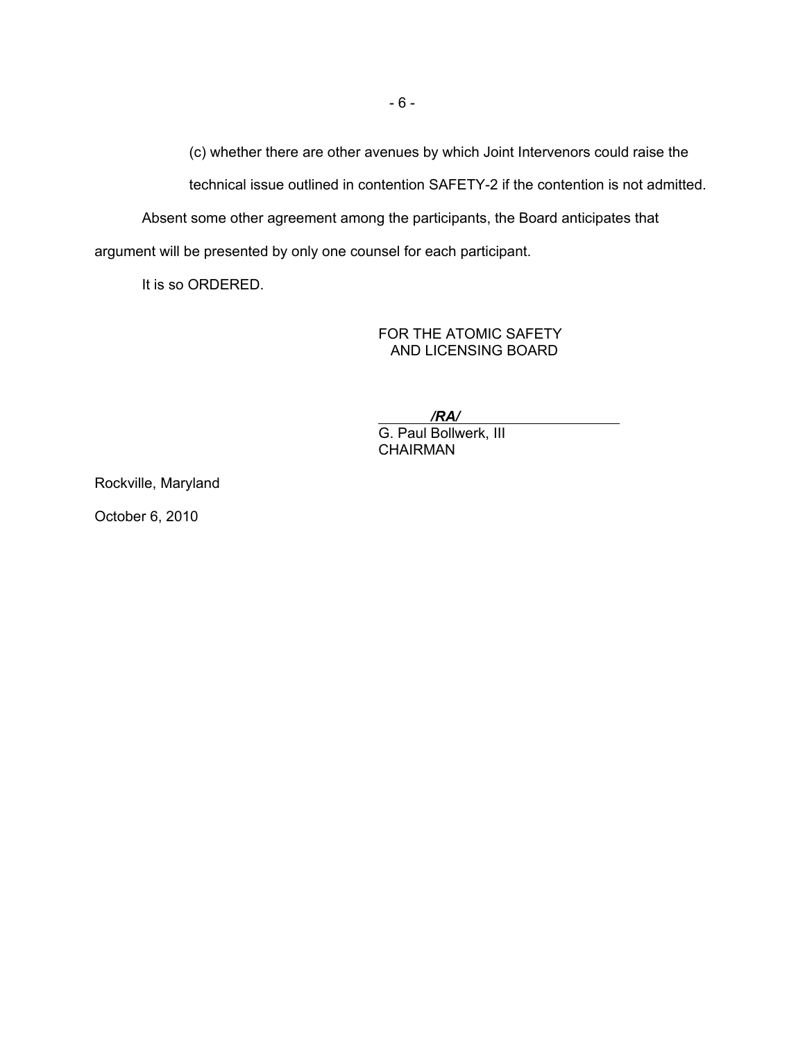(c) whether there are other avenues by which Joint Intervenors could raise the technical issue outlined in contention SAFETY-2 if the contention is not admitted.

Absent some other agreement among the participants, the Board anticipates that argument will be presented by only one counsel for each participant.

It is so ORDERED.

FOR THE ATOMIC SAFETY
AND LICENSING BOARD

***/RA/***

G. Paul Bollwerk, III
CHAIRMAN

Rockville, Maryland

October 6, 2010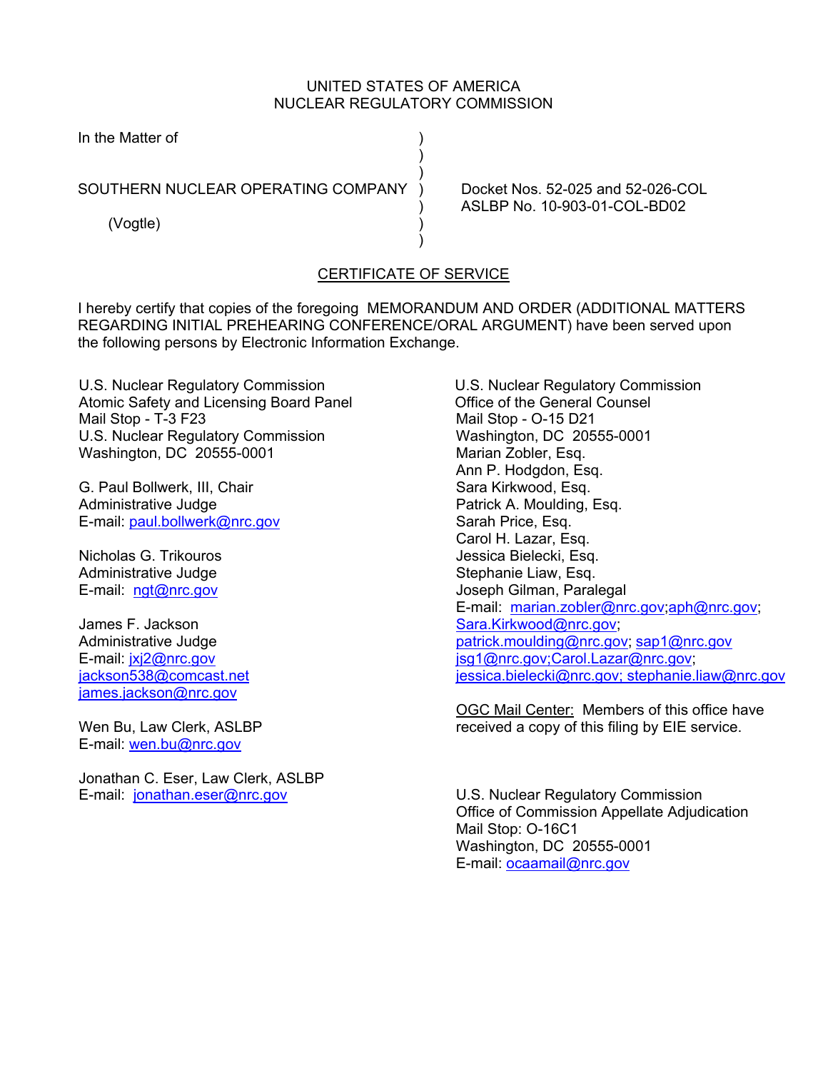UNITED STATES OF AMERICA
NUCLEAR REGULATORY COMMISSION

In the Matter of

SOUTHERN NUCLEAR OPERATING COMPANY

(Vogtle)

Docket Nos. 52-025 and 52-026-COL
ASLBP No. 10-903-01-COL-BD02

## CERTIFICATE OF SERVICE

I hereby certify that copies of the foregoing MEMORANDUM AND ORDER (ADDITIONAL MATTERS REGARDING INITIAL PREHEARING CONFERENCE/ORAL ARGUMENT) have been served upon the following persons by Electronic Information Exchange.

U.S. Nuclear Regulatory Commission
Atomic Safety and Licensing Board Panel
Mail Stop - T-3 F23
U.S. Nuclear Regulatory Commission
Washington, DC 20555-0001

G. Paul Bollwerk, III, Chair
Administrative Judge
E-mail: paul.bollwerk@nrc.gov

Nicholas G. Trikouros
Administrative Judge
E-mail: ngt@nrc.gov

James F. Jackson
Administrative Judge
E-mail: jxj2@nrc.gov
jackson538@comcast.net
james.jackson@nrc.gov

Wen Bu, Law Clerk, ASLBP
E-mail: wen.bu@nrc.gov

Jonathan C. Eser, Law Clerk, ASLBP
E-mail: jonathan.eser@nrc.gov

U.S. Nuclear Regulatory Commission
Office of the General Counsel
Mail Stop - O-15 D21
Washington, DC 20555-0001
Marian Zobler, Esq.
Ann P. Hodgdon, Esq.
Sara Kirkwood, Esq.
Patrick A. Moulding, Esq.
Sarah Price, Esq.
Carol H. Lazar, Esq.
Jessica Bielecki, Esq.
Stephanie Liaw, Esq.
Joseph Gilman, Paralegal
E-mail: marian.zobler@nrc.gov;aph@nrc.gov;
Sara.Kirkwood@nrc.gov;
patrick.moulding@nrc.gov; sap1@nrc.gov
jsg1@nrc.gov;Carol.Lazar@nrc.gov;
jessica.bielecki@nrc.gov; stephanie.liaw@nrc.gov

OGC Mail Center: Members of this office have received a copy of this filing by EIE service.

U.S. Nuclear Regulatory Commission
Office of Commission Appellate Adjudication
Mail Stop: O-16C1
Washington, DC 20555-0001
E-mail: ocaamail@nrc.gov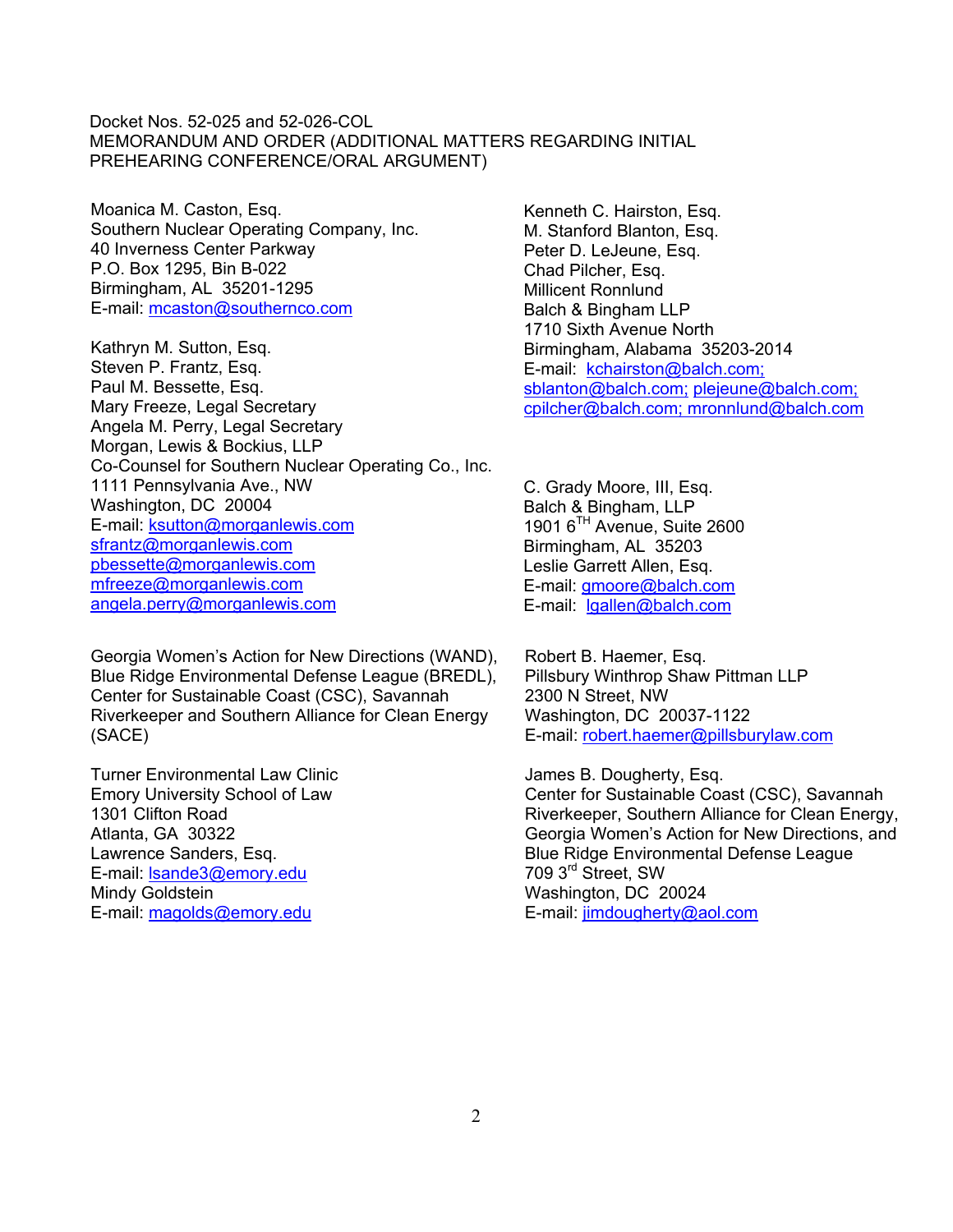Docket Nos. 52-025 and 52-026-COL
MEMORANDUM AND ORDER (ADDITIONAL MATTERS REGARDING INITIAL PREHEARING CONFERENCE/ORAL ARGUMENT)

Moanica M. Caston, Esq.
Southern Nuclear Operating Company, Inc.
40 Inverness Center Parkway
P.O. Box 1295, Bin B-022
Birmingham, AL 35201-1295
E-mail: mcaston@southernco.com

Kathryn M. Sutton, Esq.
Steven P. Frantz, Esq.
Paul M. Bessette, Esq.
Mary Freeze, Legal Secretary
Angela M. Perry, Legal Secretary
Morgan, Lewis & Bockius, LLP
Co-Counsel for Southern Nuclear Operating Co., Inc.
1111 Pennsylvania Ave., NW
Washington, DC 20004
E-mail: ksutton@morganlewis.com
sfrantz@morganlewis.com
pbessette@morganlewis.com
mfreeze@morganlewis.com
angela.perry@morganlewis.com

Georgia Women's Action for New Directions (WAND), Blue Ridge Environmental Defense League (BREDL), Center for Sustainable Coast (CSC), Savannah Riverkeeper and Southern Alliance for Clean Energy (SACE)

Turner Environmental Law Clinic
Emory University School of Law
1301 Clifton Road
Atlanta, GA 30322
Lawrence Sanders, Esq.
E-mail: lsande3@emory.edu
Mindy Goldstein
E-mail: magolds@emory.edu

Kenneth C. Hairston, Esq.
M. Stanford Blanton, Esq.
Peter D. LeJeune, Esq.
Chad Pilcher, Esq.
Millicent Ronnlund
Balch & Bingham LLP
1710 Sixth Avenue North
Birmingham, Alabama 35203-2014
E-mail: kchairston@balch.com; sblanton@balch.com; plejeune@balch.com; cpilcher@balch.com; mronnlund@balch.com

C. Grady Moore, III, Esq.
Balch & Bingham, LLP
1901 6[TH] Avenue, Suite 2600
Birmingham, AL 35203
Leslie Garrett Allen, Esq.
E-mail: gmoore@balch.com
E-mail: lgallen@balch.com

Robert B. Haemer, Esq.
Pillsbury Winthrop Shaw Pittman LLP
2300 N Street, NW
Washington, DC 20037-1122
E-mail: robert.haemer@pillsburylaw.com

James B. Dougherty, Esq.
Center for Sustainable Coast (CSC), Savannah Riverkeeper, Southern Alliance for Clean Energy, Georgia Women's Action for New Directions, and Blue Ridge Environmental Defense League
709 3[rd] Street, SW
Washington, DC 20024
E-mail: jimdougherty@aol.com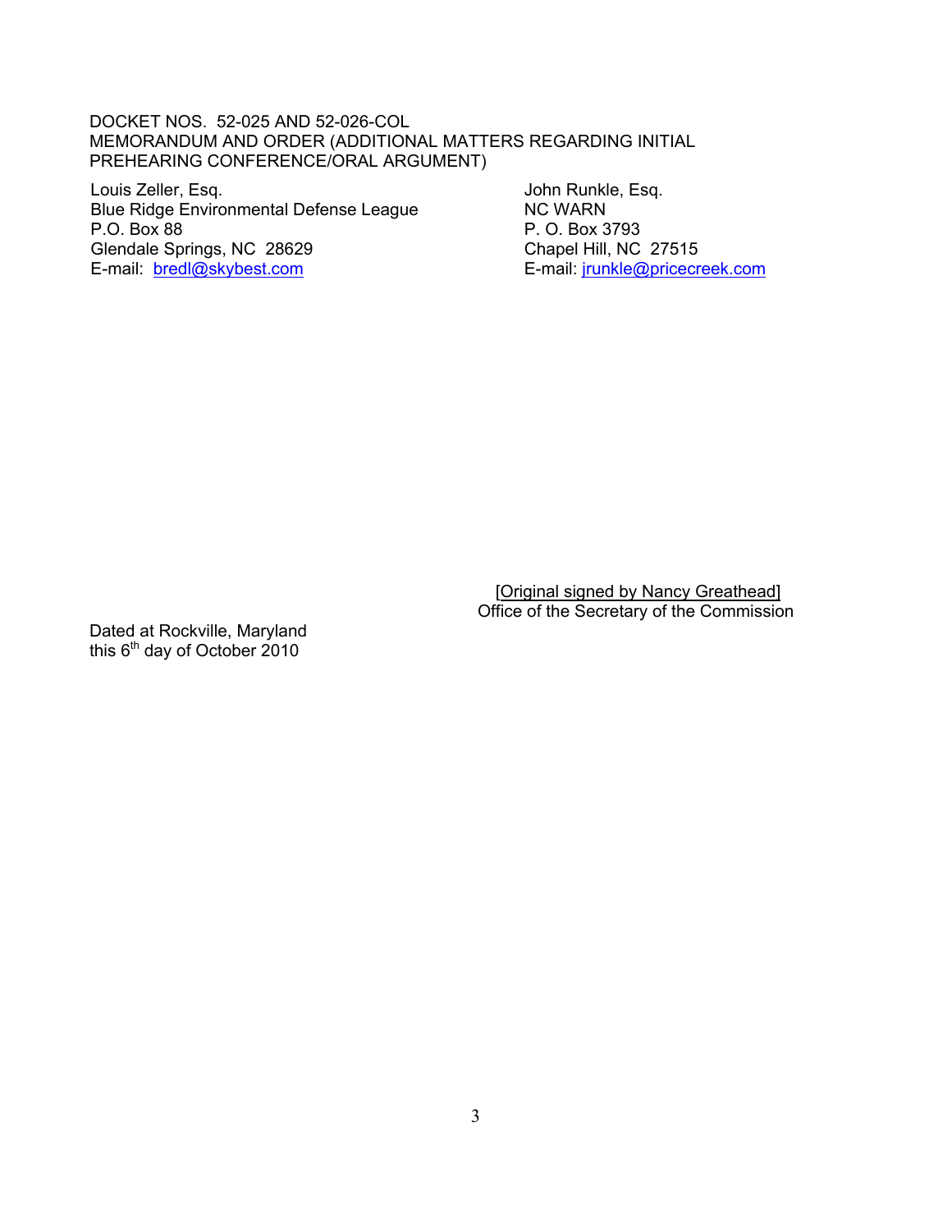DOCKET NOS. 52-025 AND 52-026-COL
MEMORANDUM AND ORDER (ADDITIONAL MATTERS REGARDING INITIAL PREHEARING CONFERENCE/ORAL ARGUMENT)

Louis Zeller, Esq.
Blue Ridge Environmental Defense League
P.O. Box 88
Glendale Springs, NC 28629
E-mail: bredl@skybest.com

John Runkle, Esq.
NC WARN
P. O. Box 3793
Chapel Hill, NC 27515
E-mail: jrunkle@pricecreek.com

[Original signed by Nancy Greathead]
Office of the Secretary of the Commission

Dated at Rockville, Maryland
this 6th day of October 2010